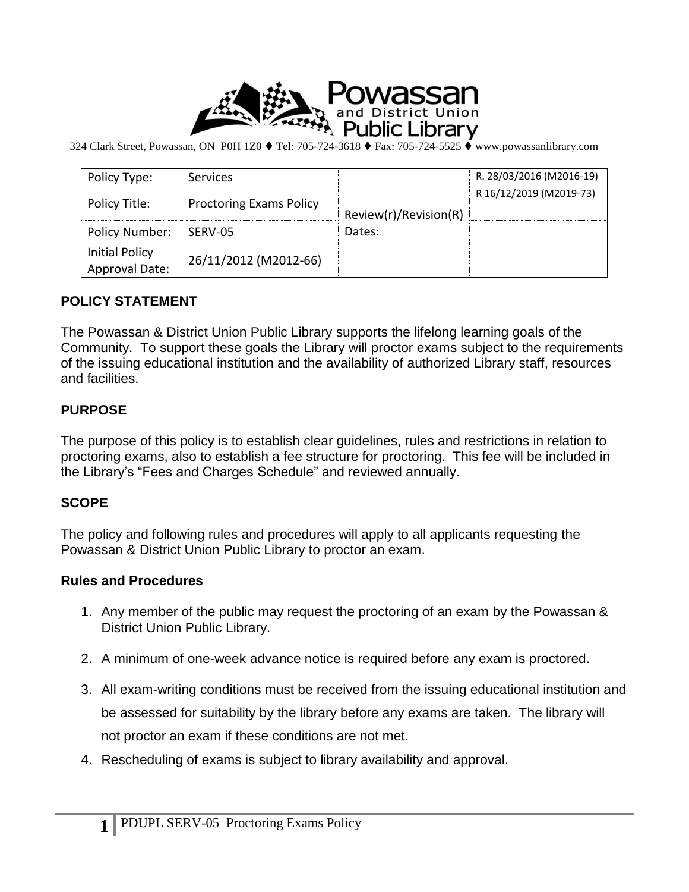Powassan and District Union Public Library

324 Clark Street, Powassan, ON P0H 1Z0 ♦ Tel: 705-724-3618 ♦ Fax: 705-724-5525 ♦ www.powassanlibrary.com

| Policy Type: | Services | Review(r)/Revision(R) Dates: | R. 28/03/2016 (M2016-19) |
|---|---|---|---|
| Policy Title: | Proctoring Exams Policy | | R 16/12/2019 (M2019-73) |
| | | | |
| Policy Number: | SERV-05 | | |
| Initial Policy Approval Date: | 26/11/2012 (M2012-66) | | |
| | | | |

## POLICY STATEMENT

The Powassan & District Union Public Library supports the lifelong learning goals of the Community. To support these goals the Library will proctor exams subject to the requirements of the issuing educational institution and the availability of authorized Library staff, resources and facilities.

## PURPOSE

The purpose of this policy is to establish clear guidelines, rules and restrictions in relation to proctoring exams, also to establish a fee structure for proctoring. This fee will be included in the Library's "Fees and Charges Schedule" and reviewed annually.

## SCOPE

The policy and following rules and procedures will apply to all applicants requesting the Powassan & District Union Public Library to proctor an exam.

### Rules and Procedures

1. Any member of the public may request the proctoring of an exam by the Powassan & District Union Public Library.
2. A minimum of one-week advance notice is required before any exam is proctored.
3. All exam-writing conditions must be received from the issuing educational institution and be assessed for suitability by the library before any exams are taken. The library will not proctor an exam if these conditions are not met.
4. Rescheduling of exams is subject to library availability and approval.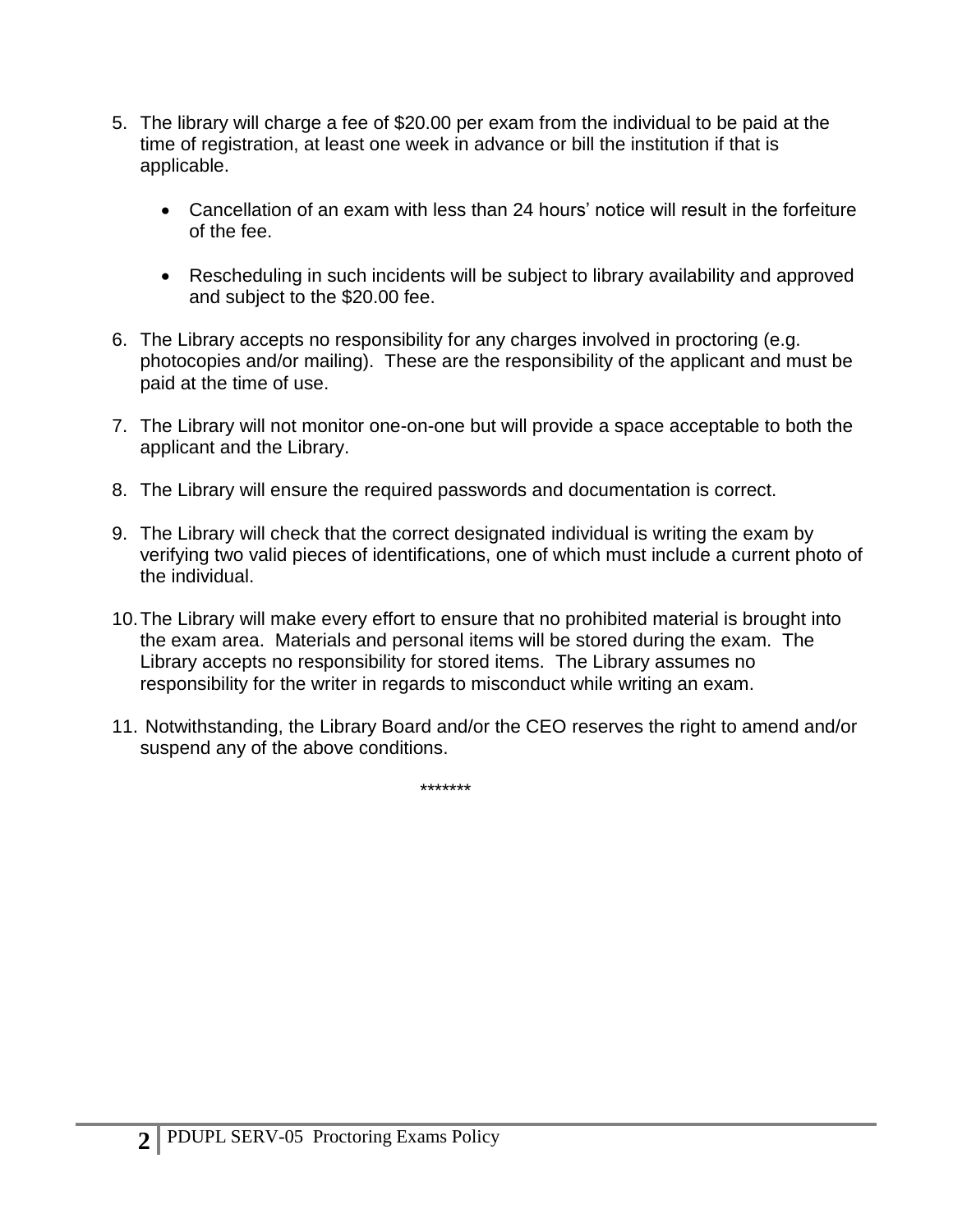5. The library will charge a fee of $20.00 per exam from the individual to be paid at the time of registration, at least one week in advance or bill the institution if that is applicable.

   - Cancellation of an exam with less than 24 hours' notice will result in the forfeiture of the fee.

   - Rescheduling in such incidents will be subject to library availability and approved and subject to the $20.00 fee.

6. The Library accepts no responsibility for any charges involved in proctoring (e.g. photocopies and/or mailing). These are the responsibility of the applicant and must be paid at the time of use.

7. The Library will not monitor one-on-one but will provide a space acceptable to both the applicant and the Library.

8. The Library will ensure the required passwords and documentation is correct.

9. The Library will check that the correct designated individual is writing the exam by verifying two valid pieces of identifications, one of which must include a current photo of the individual.

10. The Library will make every effort to ensure that no prohibited material is brought into the exam area. Materials and personal items will be stored during the exam. The Library accepts no responsibility for stored items. The Library assumes no responsibility for the writer in regards to misconduct while writing an exam.

11. Notwithstanding, the Library Board and/or the CEO reserves the right to amend and/or suspend any of the above conditions.

*******